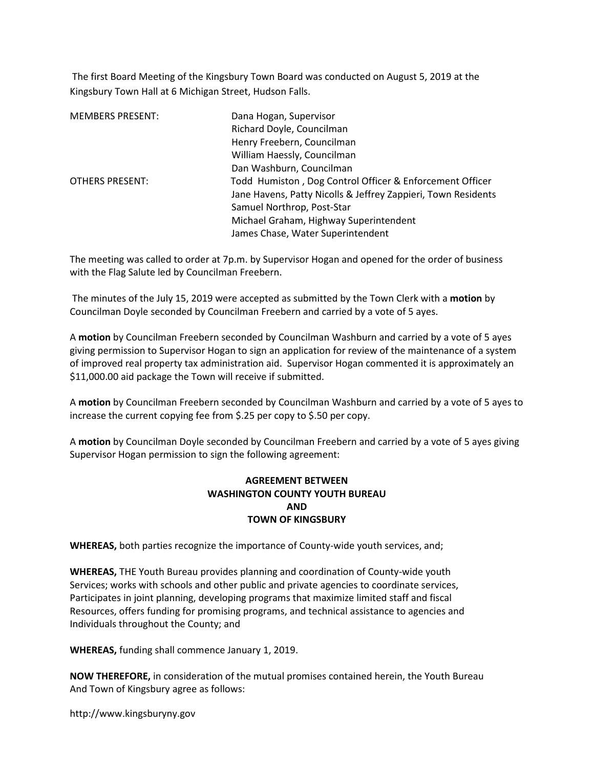The first Board Meeting of the Kingsbury Town Board was conducted on August 5, 2019 at the Kingsbury Town Hall at 6 Michigan Street, Hudson Falls.

| | |
|---|---|
| MEMBERS PRESENT: | Dana Hogan, Supervisor |
| | Richard Doyle, Councilman |
| | Henry Freebern, Councilman |
| | William Haessly, Councilman |
| | Dan Washburn, Councilman |
| OTHERS PRESENT: | Todd Humiston , Dog Control Officer & Enforcement Officer |
| | Jane Havens, Patty Nicolls & Jeffrey Zappieri, Town Residents |
| | Samuel Northrop, Post-Star |
| | Michael Graham, Highway Superintendent |
| | James Chase, Water Superintendent |

The meeting was called to order at 7p.m. by Supervisor Hogan and opened for the order of business with the Flag Salute led by Councilman Freebern.

The minutes of the July 15, 2019 were accepted as submitted by the Town Clerk with a **motion** by Councilman Doyle seconded by Councilman Freebern and carried by a vote of 5 ayes.

A **motion** by Councilman Freebern seconded by Councilman Washburn and carried by a vote of 5 ayes giving permission to Supervisor Hogan to sign an application for review of the maintenance of a system of improved real property tax administration aid. Supervisor Hogan commented it is approximately an $11,000.00 aid package the Town will receive if submitted.

A **motion** by Councilman Freebern seconded by Councilman Washburn and carried by a vote of 5 ayes to increase the current copying fee from $.25 per copy to $.50 per copy.

A **motion** by Councilman Doyle seconded by Councilman Freebern and carried by a vote of 5 ayes giving Supervisor Hogan permission to sign the following agreement:

**AGREEMENT BETWEEN**
**WASHINGTON COUNTY YOUTH BUREAU**
**AND**
**TOWN OF KINGSBURY**

**WHEREAS,** both parties recognize the importance of County-wide youth services, and;

**WHEREAS,** THE Youth Bureau provides planning and coordination of County-wide youth Services; works with schools and other public and private agencies to coordinate services, Participates in joint planning, developing programs that maximize limited staff and fiscal Resources, offers funding for promising programs, and technical assistance to agencies and Individuals throughout the County; and

**WHEREAS,** funding shall commence January 1, 2019.

**NOW THEREFORE,** in consideration of the mutual promises contained herein, the Youth Bureau And Town of Kingsbury agree as follows: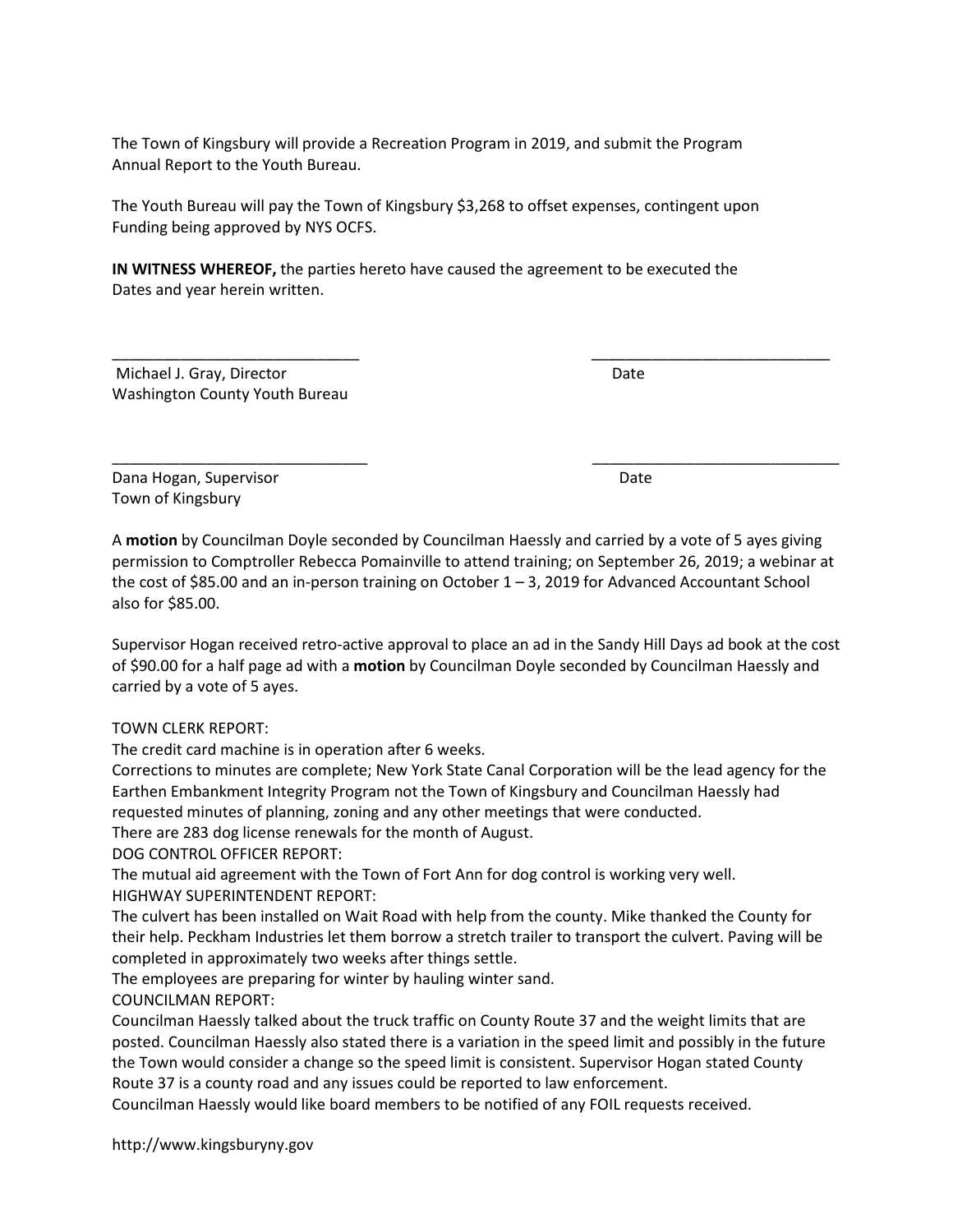The Town of Kingsbury will provide a Recreation Program in 2019, and submit the Program Annual Report to the Youth Bureau.

The Youth Bureau will pay the Town of Kingsbury $3,268 to offset expenses, contingent upon Funding being approved by NYS OCFS.

**IN WITNESS WHEREOF,** the parties hereto have caused the agreement to be executed the Dates and year herein written.

_____________________________ _____________________________

Michael J. Gray, Director Date
Washington County Youth Bureau

_____________________________ _____________________________

Dana Hogan, Supervisor Date
Town of Kingsbury

A **motion** by Councilman Doyle seconded by Councilman Haessly and carried by a vote of 5 ayes giving permission to Comptroller Rebecca Pomainville to attend training; on September 26, 2019; a webinar at the cost of $85.00 and an in-person training on October 1 – 3, 2019 for Advanced Accountant School also for $85.00.

Supervisor Hogan received retro-active approval to place an ad in the Sandy Hill Days ad book at the cost of $90.00 for a half page ad with a **motion** by Councilman Doyle seconded by Councilman Haessly and carried by a vote of 5 ayes.

TOWN CLERK REPORT:
The credit card machine is in operation after 6 weeks.
Corrections to minutes are complete; New York State Canal Corporation will be the lead agency for the Earthen Embankment Integrity Program not the Town of Kingsbury and Councilman Haessly had requested minutes of planning, zoning and any other meetings that were conducted.
There are 283 dog license renewals for the month of August.
DOG CONTROL OFFICER REPORT:
The mutual aid agreement with the Town of Fort Ann for dog control is working very well.
HIGHWAY SUPERINTENDENT REPORT:
The culvert has been installed on Wait Road with help from the county. Mike thanked the County for their help. Peckham Industries let them borrow a stretch trailer to transport the culvert. Paving will be completed in approximately two weeks after things settle.
The employees are preparing for winter by hauling winter sand.
COUNCILMAN REPORT:
Councilman Haessly talked about the truck traffic on County Route 37 and the weight limits that are posted. Councilman Haessly also stated there is a variation in the speed limit and possibly in the future the Town would consider a change so the speed limit is consistent. Supervisor Hogan stated County Route 37 is a county road and any issues could be reported to law enforcement.
Councilman Haessly would like board members to be notified of any FOIL requests received.

http://www.kingsburyny.gov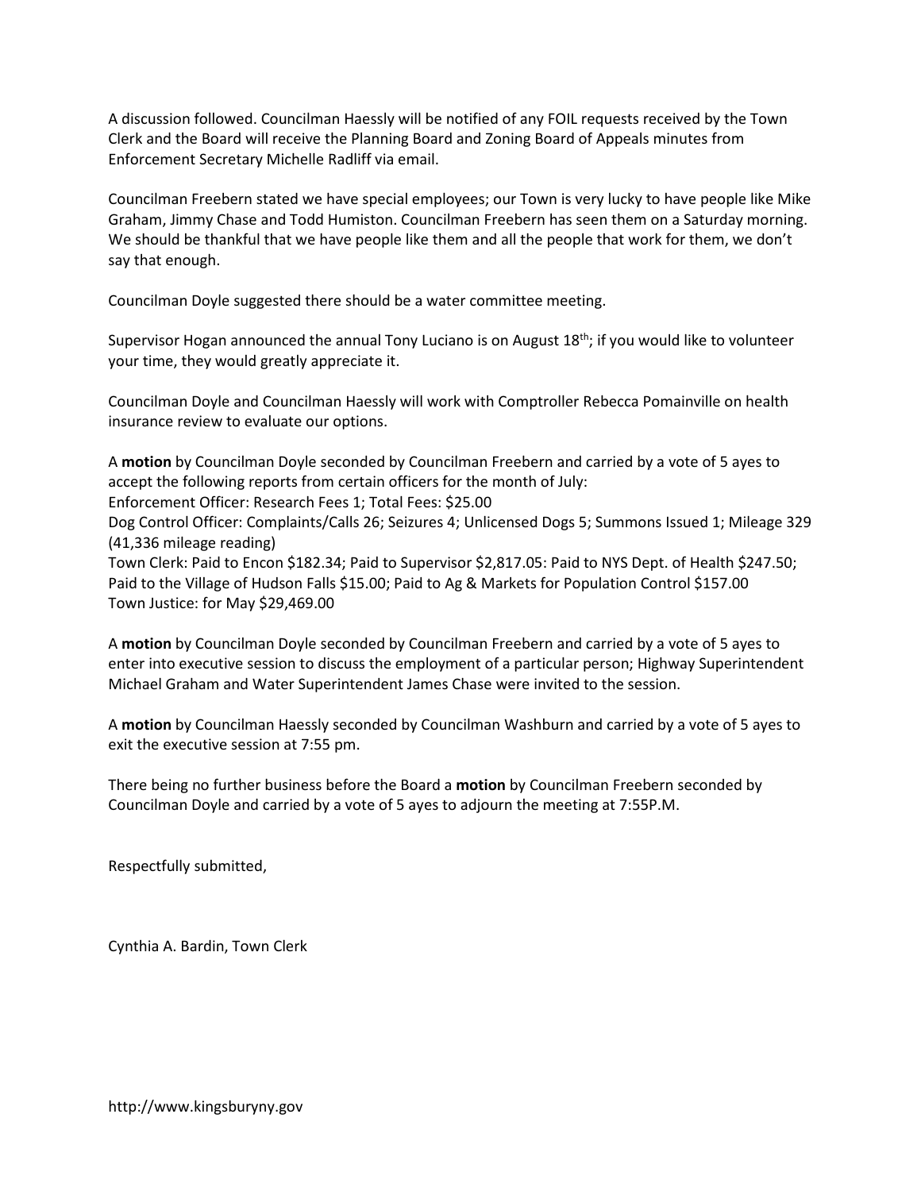A discussion followed. Councilman Haessly will be notified of any FOIL requests received by the Town Clerk and the Board will receive the Planning Board and Zoning Board of Appeals minutes from Enforcement Secretary Michelle Radliff via email.

Councilman Freebern stated we have special employees; our Town is very lucky to have people like Mike Graham, Jimmy Chase and Todd Humiston. Councilman Freebern has seen them on a Saturday morning. We should be thankful that we have people like them and all the people that work for them, we don't say that enough.

Councilman Doyle suggested there should be a water committee meeting.

Supervisor Hogan announced the annual Tony Luciano is on August 18th; if you would like to volunteer your time, they would greatly appreciate it.

Councilman Doyle and Councilman Haessly will work with Comptroller Rebecca Pomainville on health insurance review to evaluate our options.

A **motion** by Councilman Doyle seconded by Councilman Freebern and carried by a vote of 5 ayes to accept the following reports from certain officers for the month of July:
Enforcement Officer: Research Fees 1; Total Fees: $25.00
Dog Control Officer: Complaints/Calls 26; Seizures 4; Unlicensed Dogs 5; Summons Issued 1; Mileage 329 (41,336 mileage reading)
Town Clerk: Paid to Encon $182.34; Paid to Supervisor $2,817.05: Paid to NYS Dept. of Health $247.50; Paid to the Village of Hudson Falls $15.00; Paid to Ag & Markets for Population Control $157.00
Town Justice: for May $29,469.00

A **motion** by Councilman Doyle seconded by Councilman Freebern and carried by a vote of 5 ayes to enter into executive session to discuss the employment of a particular person; Highway Superintendent Michael Graham and Water Superintendent James Chase were invited to the session.

A **motion** by Councilman Haessly seconded by Councilman Washburn and carried by a vote of 5 ayes to exit the executive session at 7:55 pm.

There being no further business before the Board a **motion** by Councilman Freebern seconded by Councilman Doyle and carried by a vote of 5 ayes to adjourn the meeting at 7:55P.M.

Respectfully submitted,

Cynthia A. Bardin, Town Clerk

http://www.kingsburyny.gov